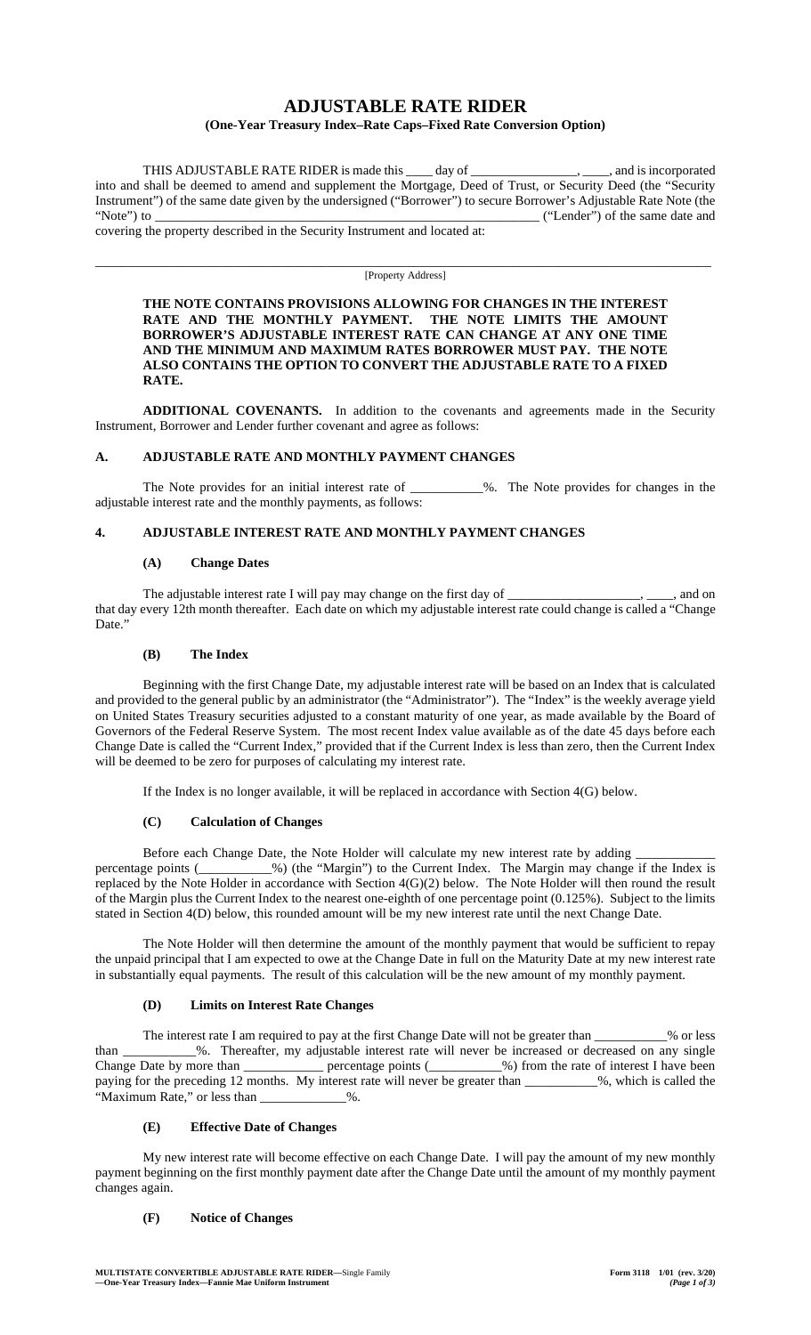# ADJUSTABLE RATE RIDER

**(One-Year Treasury Index–Rate Caps–Fixed Rate Conversion Option)**

THIS ADJUSTABLE RATE RIDER is made this ____ day of ________________, ____, and is incorporated into and shall be deemed to amend and supplement the Mortgage, Deed of Trust, or Security Deed (the "Security Instrument") of the same date given by the undersigned ("Borrower") to secure Borrower's Adjustable Rate Note (the "Note") to ____________________________________________________________ ("Lender") of the same date and covering the property described in the Security Instrument and located at:

______________________________________________________________________________________________

[Property Address]

**THE NOTE CONTAINS PROVISIONS ALLOWING FOR CHANGES IN THE INTEREST RATE AND THE MONTHLY PAYMENT. THE NOTE LIMITS THE AMOUNT BORROWER'S ADJUSTABLE INTEREST RATE CAN CHANGE AT ANY ONE TIME AND THE MINIMUM AND MAXIMUM RATES BORROWER MUST PAY. THE NOTE ALSO CONTAINS THE OPTION TO CONVERT THE ADJUSTABLE RATE TO A FIXED RATE.**

**ADDITIONAL COVENANTS.** In addition to the covenants and agreements made in the Security Instrument, Borrower and Lender further covenant and agree as follows:

## A. ADJUSTABLE RATE AND MONTHLY PAYMENT CHANGES

The Note provides for an initial interest rate of ___________%. The Note provides for changes in the adjustable interest rate and the monthly payments, as follows:

## 4. ADJUSTABLE INTEREST RATE AND MONTHLY PAYMENT CHANGES

### (A) Change Dates

The adjustable interest rate I will pay may change on the first day of ____________________, ____, and on that day every 12th month thereafter. Each date on which my adjustable interest rate could change is called a "Change Date."

### (B) The Index

Beginning with the first Change Date, my adjustable interest rate will be based on an Index that is calculated and provided to the general public by an administrator (the "Administrator"). The "Index" is the weekly average yield on United States Treasury securities adjusted to a constant maturity of one year, as made available by the Board of Governors of the Federal Reserve System. The most recent Index value available as of the date 45 days before each Change Date is called the "Current Index," provided that if the Current Index is less than zero, then the Current Index will be deemed to be zero for purposes of calculating my interest rate.

If the Index is no longer available, it will be replaced in accordance with Section 4(G) below.

### (C) Calculation of Changes

Before each Change Date, the Note Holder will calculate my new interest rate by adding ____________ percentage points (___________%) (the "Margin") to the Current Index. The Margin may change if the Index is replaced by the Note Holder in accordance with Section 4(G)(2) below. The Note Holder will then round the result of the Margin plus the Current Index to the nearest one-eighth of one percentage point (0.125%). Subject to the limits stated in Section 4(D) below, this rounded amount will be my new interest rate until the next Change Date.

The Note Holder will then determine the amount of the monthly payment that would be sufficient to repay the unpaid principal that I am expected to owe at the Change Date in full on the Maturity Date at my new interest rate in substantially equal payments. The result of this calculation will be the new amount of my monthly payment.

### (D) Limits on Interest Rate Changes

The interest rate I am required to pay at the first Change Date will not be greater than ___________% or less than ___________%. Thereafter, my adjustable interest rate will never be increased or decreased on any single Change Date by more than ____________ percentage points (___________%) from the rate of interest I have been paying for the preceding 12 months. My interest rate will never be greater than ___________%, which is called the "Maximum Rate," or less than _____________%.

### (E) Effective Date of Changes

My new interest rate will become effective on each Change Date. I will pay the amount of my new monthly payment beginning on the first monthly payment date after the Change Date until the amount of my monthly payment changes again.

### (F) Notice of Changes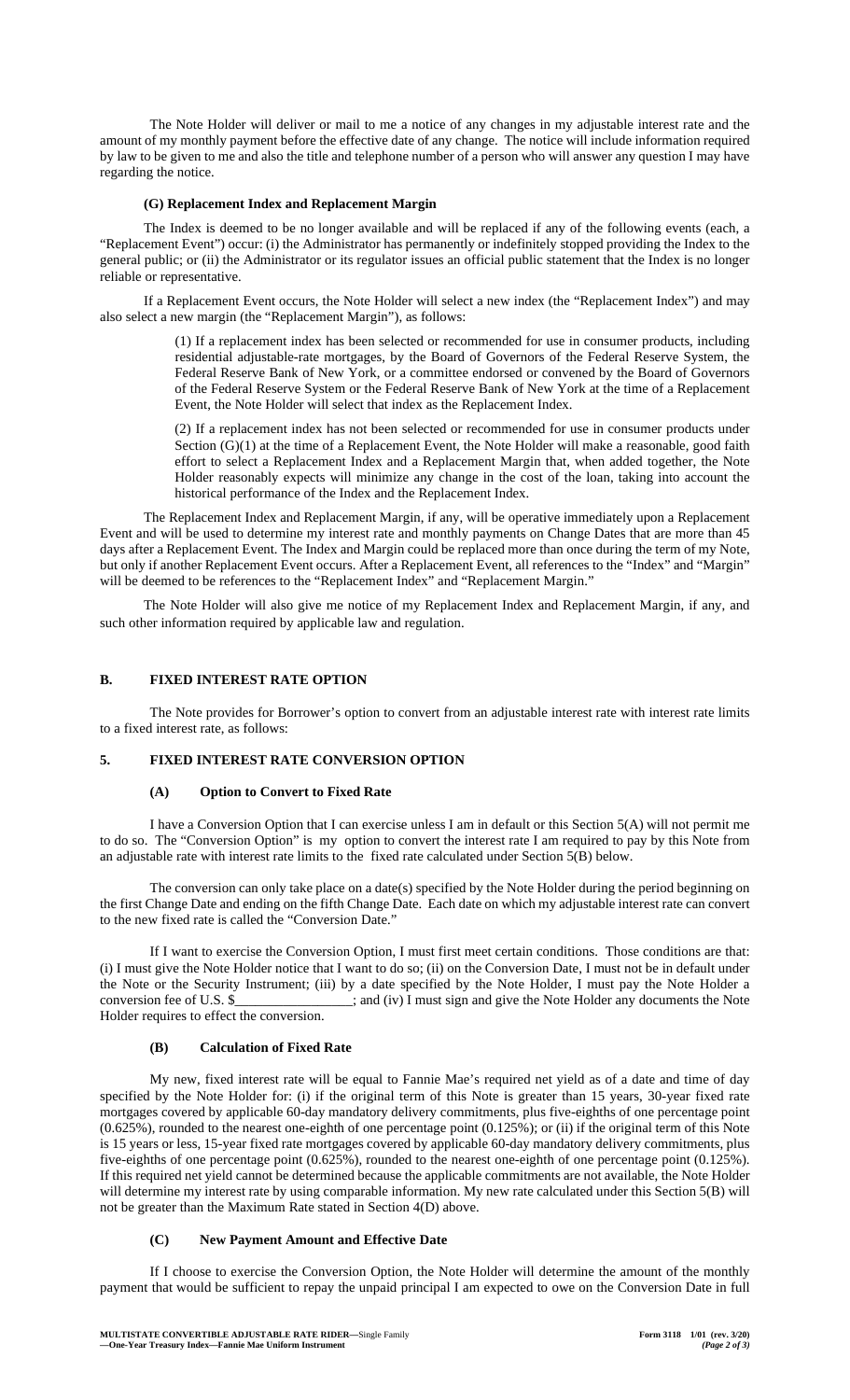The Note Holder will deliver or mail to me a notice of any changes in my adjustable interest rate and the amount of my monthly payment before the effective date of any change. The notice will include information required by law to be given to me and also the title and telephone number of a person who will answer any question I may have regarding the notice.

#### (G) Replacement Index and Replacement Margin

The Index is deemed to be no longer available and will be replaced if any of the following events (each, a "Replacement Event") occur: (i) the Administrator has permanently or indefinitely stopped providing the Index to the general public; or (ii) the Administrator or its regulator issues an official public statement that the Index is no longer reliable or representative.

If a Replacement Event occurs, the Note Holder will select a new index (the "Replacement Index") and may also select a new margin (the "Replacement Margin"), as follows:

> (1) If a replacement index has been selected or recommended for use in consumer products, including residential adjustable-rate mortgages, by the Board of Governors of the Federal Reserve System, the Federal Reserve Bank of New York, or a committee endorsed or convened by the Board of Governors of the Federal Reserve System or the Federal Reserve Bank of New York at the time of a Replacement Event, the Note Holder will select that index as the Replacement Index.
>
> (2) If a replacement index has not been selected or recommended for use in consumer products under Section (G)(1) at the time of a Replacement Event, the Note Holder will make a reasonable, good faith effort to select a Replacement Index and a Replacement Margin that, when added together, the Note Holder reasonably expects will minimize any change in the cost of the loan, taking into account the historical performance of the Index and the Replacement Index.

The Replacement Index and Replacement Margin, if any, will be operative immediately upon a Replacement Event and will be used to determine my interest rate and monthly payments on Change Dates that are more than 45 days after a Replacement Event. The Index and Margin could be replaced more than once during the term of my Note, but only if another Replacement Event occurs. After a Replacement Event, all references to the "Index" and "Margin" will be deemed to be references to the "Replacement Index" and "Replacement Margin."

The Note Holder will also give me notice of my Replacement Index and Replacement Margin, if any, and such other information required by applicable law and regulation.

## B. FIXED INTEREST RATE OPTION

The Note provides for Borrower's option to convert from an adjustable interest rate with interest rate limits to a fixed interest rate, as follows:

## 5. FIXED INTEREST RATE CONVERSION OPTION

#### (A) Option to Convert to Fixed Rate

I have a Conversion Option that I can exercise unless I am in default or this Section 5(A) will not permit me to do so. The "Conversion Option" is my option to convert the interest rate I am required to pay by this Note from an adjustable rate with interest rate limits to the fixed rate calculated under Section 5(B) below.

The conversion can only take place on a date(s) specified by the Note Holder during the period beginning on the first Change Date and ending on the fifth Change Date. Each date on which my adjustable interest rate can convert to the new fixed rate is called the "Conversion Date."

If I want to exercise the Conversion Option, I must first meet certain conditions. Those conditions are that: (i) I must give the Note Holder notice that I want to do so; (ii) on the Conversion Date, I must not be in default under the Note or the Security Instrument; (iii) by a date specified by the Note Holder, I must pay the Note Holder a conversion fee of U.S. $_________________; and (iv) I must sign and give the Note Holder any documents the Note Holder requires to effect the conversion.

#### (B) Calculation of Fixed Rate

My new, fixed interest rate will be equal to Fannie Mae's required net yield as of a date and time of day specified by the Note Holder for: (i) if the original term of this Note is greater than 15 years, 30-year fixed rate mortgages covered by applicable 60-day mandatory delivery commitments, plus five-eighths of one percentage point (0.625%), rounded to the nearest one-eighth of one percentage point (0.125%); or (ii) if the original term of this Note is 15 years or less, 15-year fixed rate mortgages covered by applicable 60-day mandatory delivery commitments, plus five-eighths of one percentage point (0.625%), rounded to the nearest one-eighth of one percentage point (0.125%). If this required net yield cannot be determined because the applicable commitments are not available, the Note Holder will determine my interest rate by using comparable information. My new rate calculated under this Section 5(B) will not be greater than the Maximum Rate stated in Section 4(D) above.

#### (C) New Payment Amount and Effective Date

If I choose to exercise the Conversion Option, the Note Holder will determine the amount of the monthly payment that would be sufficient to repay the unpaid principal I am expected to owe on the Conversion Date in full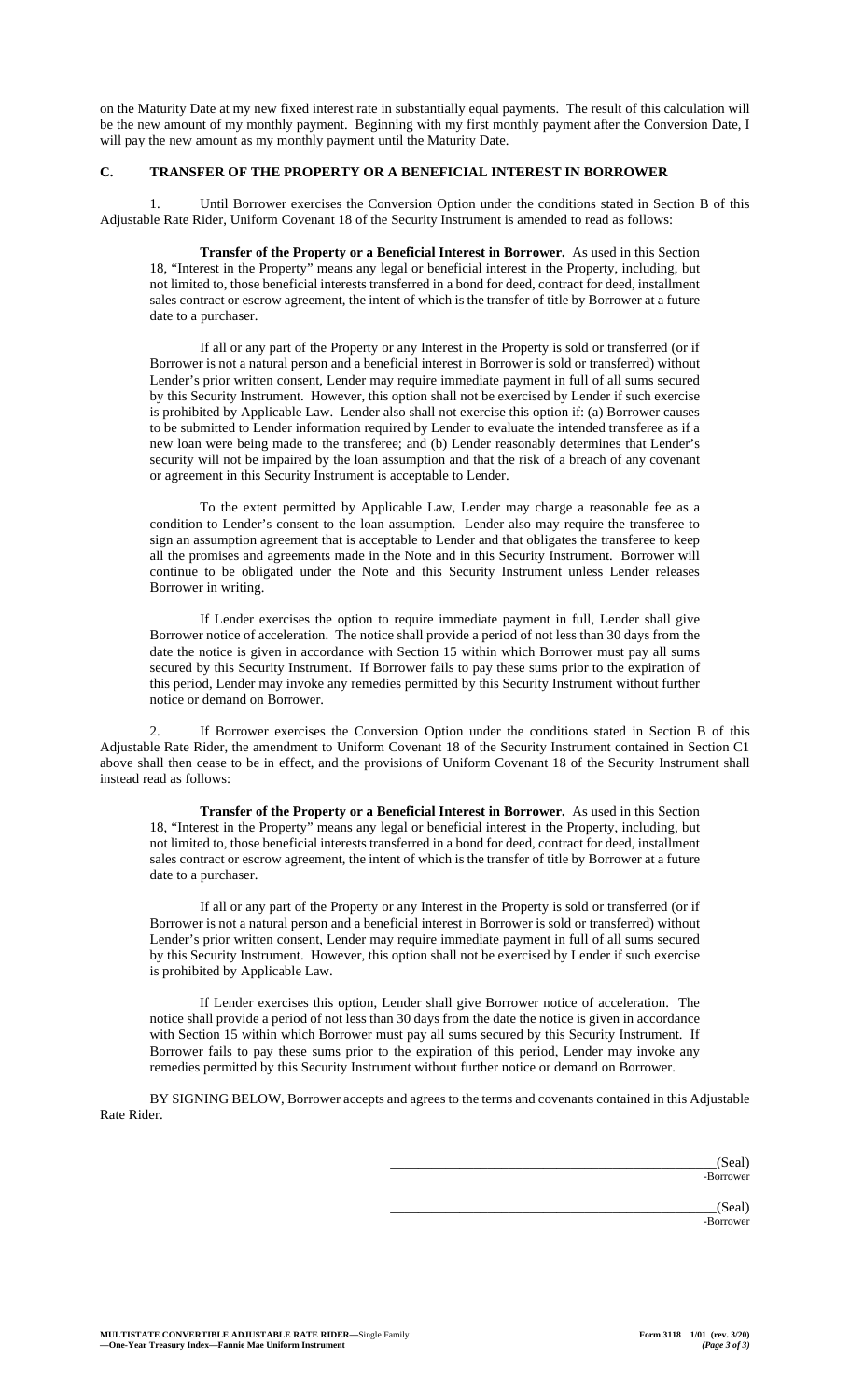on the Maturity Date at my new fixed interest rate in substantially equal payments. The result of this calculation will be the new amount of my monthly payment. Beginning with my first monthly payment after the Conversion Date, I will pay the new amount as my monthly payment until the Maturity Date.

## C. TRANSFER OF THE PROPERTY OR A BENEFICIAL INTEREST IN BORROWER

1. Until Borrower exercises the Conversion Option under the conditions stated in Section B of this Adjustable Rate Rider, Uniform Covenant 18 of the Security Instrument is amended to read as follows:

> **Transfer of the Property or a Beneficial Interest in Borrower.** As used in this Section 18, "Interest in the Property" means any legal or beneficial interest in the Property, including, but not limited to, those beneficial interests transferred in a bond for deed, contract for deed, installment sales contract or escrow agreement, the intent of which is the transfer of title by Borrower at a future date to a purchaser.
>
> If all or any part of the Property or any Interest in the Property is sold or transferred (or if Borrower is not a natural person and a beneficial interest in Borrower is sold or transferred) without Lender's prior written consent, Lender may require immediate payment in full of all sums secured by this Security Instrument. However, this option shall not be exercised by Lender if such exercise is prohibited by Applicable Law. Lender also shall not exercise this option if: (a) Borrower causes to be submitted to Lender information required by Lender to evaluate the intended transferee as if a new loan were being made to the transferee; and (b) Lender reasonably determines that Lender's security will not be impaired by the loan assumption and that the risk of a breach of any covenant or agreement in this Security Instrument is acceptable to Lender.
>
> To the extent permitted by Applicable Law, Lender may charge a reasonable fee as a condition to Lender's consent to the loan assumption. Lender also may require the transferee to sign an assumption agreement that is acceptable to Lender and that obligates the transferee to keep all the promises and agreements made in the Note and in this Security Instrument. Borrower will continue to be obligated under the Note and this Security Instrument unless Lender releases Borrower in writing.
>
> If Lender exercises the option to require immediate payment in full, Lender shall give Borrower notice of acceleration. The notice shall provide a period of not less than 30 days from the date the notice is given in accordance with Section 15 within which Borrower must pay all sums secured by this Security Instrument. If Borrower fails to pay these sums prior to the expiration of this period, Lender may invoke any remedies permitted by this Security Instrument without further notice or demand on Borrower.

2. If Borrower exercises the Conversion Option under the conditions stated in Section B of this Adjustable Rate Rider, the amendment to Uniform Covenant 18 of the Security Instrument contained in Section C1 above shall then cease to be in effect, and the provisions of Uniform Covenant 18 of the Security Instrument shall instead read as follows:

> **Transfer of the Property or a Beneficial Interest in Borrower.** As used in this Section 18, "Interest in the Property" means any legal or beneficial interest in the Property, including, but not limited to, those beneficial interests transferred in a bond for deed, contract for deed, installment sales contract or escrow agreement, the intent of which is the transfer of title by Borrower at a future date to a purchaser.
>
> If all or any part of the Property or any Interest in the Property is sold or transferred (or if Borrower is not a natural person and a beneficial interest in Borrower is sold or transferred) without Lender's prior written consent, Lender may require immediate payment in full of all sums secured by this Security Instrument. However, this option shall not be exercised by Lender if such exercise is prohibited by Applicable Law.
>
> If Lender exercises this option, Lender shall give Borrower notice of acceleration. The notice shall provide a period of not less than 30 days from the date the notice is given in accordance with Section 15 within which Borrower must pay all sums secured by this Security Instrument. If Borrower fails to pay these sums prior to the expiration of this period, Lender may invoke any remedies permitted by this Security Instrument without further notice or demand on Borrower.

BY SIGNING BELOW, Borrower accepts and agrees to the terms and covenants contained in this Adjustable Rate Rider.

_______________________________________________(Seal)
-Borrower

_______________________________________________(Seal)
-Borrower

**MULTISTATE CONVERTIBLE ADJUSTABLE RATE RIDER—**Single Family **—One-Year Treasury Index—Fannie Mae Uniform Instrument** **Form 3118 1/01 (rev. 3/20)**